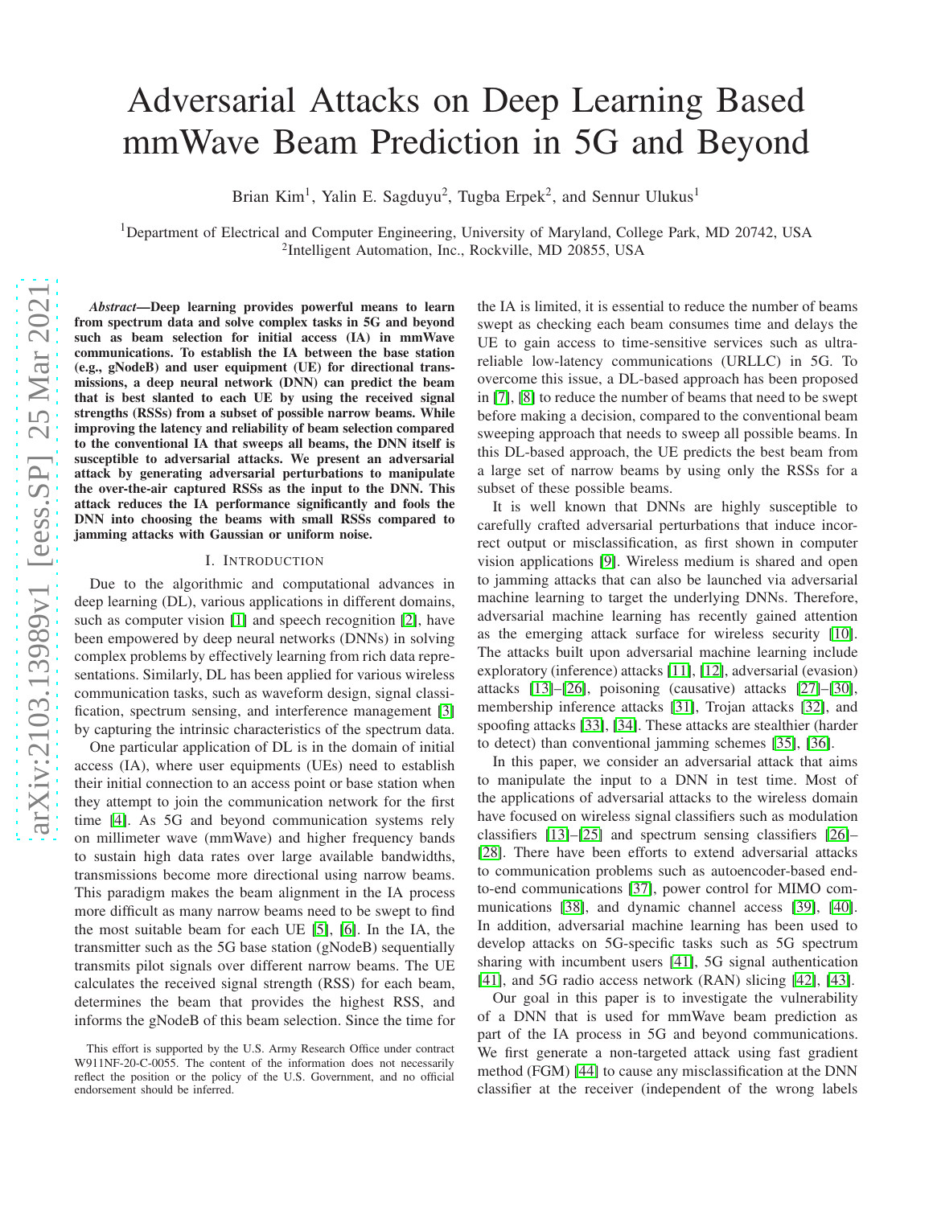# Adversarial Attacks on Deep Learning Based mmWave Beam Prediction in 5G and Beyond

Brian Kim[1], Yalin E. Sagduyu[2], Tugba Erpek[2], and Sennur Ulukus[1]

[1]Department of Electrical and Computer Engineering, University of Maryland, College Park, MD 20742, USA
[2]Intelligent Automation, Inc., Rockville, MD 20855, USA

***Abstract*—Deep learning provides powerful means to learn from spectrum data and solve complex tasks in 5G and beyond such as beam selection for initial access (IA) in mmWave communications. To establish the IA between the base station (e.g., gNodeB) and user equipment (UE) for directional transmissions, a deep neural network (DNN) can predict the beam that is best slanted to each UE by using the received signal strengths (RSSs) from a subset of possible narrow beams. While improving the latency and reliability of beam selection compared to the conventional IA that sweeps all beams, the DNN itself is susceptible to adversarial attacks. We present an adversarial attack by generating adversarial perturbations to manipulate the over-the-air captured RSSs as the input to the DNN. This attack reduces the IA performance significantly and fools the DNN into choosing the beams with small RSSs compared to jamming attacks with Gaussian or uniform noise.**

## I. Introduction

Due to the algorithmic and computational advances in deep learning (DL), various applications in different domains, such as computer vision [1] and speech recognition [2], have been empowered by deep neural networks (DNNs) in solving complex problems by effectively learning from rich data representations. Similarly, DL has been applied for various wireless communication tasks, such as waveform design, signal classification, spectrum sensing, and interference management [3] by capturing the intrinsic characteristics of the spectrum data.

One particular application of DL is in the domain of initial access (IA), where user equipments (UEs) need to establish their initial connection to an access point or base station when they attempt to join the communication network for the first time [4]. As 5G and beyond communication systems rely on millimeter wave (mmWave) and higher frequency bands to sustain high data rates over large available bandwidths, transmissions become more directional using narrow beams. This paradigm makes the beam alignment in the IA process more difficult as many narrow beams need to be swept to find the most suitable beam for each UE [5], [6]. In the IA, the transmitter such as the 5G base station (gNodeB) sequentially transmits pilot signals over different narrow beams. The UE calculates the received signal strength (RSS) for each beam, determines the beam that provides the highest RSS, and informs the gNodeB of this beam selection. Since the time for the IA is limited, it is essential to reduce the number of beams swept as checking each beam consumes time and delays the UE to gain access to time-sensitive services such as ultra-reliable low-latency communications (URLLC) in 5G. To overcome this issue, a DL-based approach has been proposed in [7], [8] to reduce the number of beams that need to be swept before making a decision, compared to the conventional beam sweeping approach that needs to sweep all possible beams. In this DL-based approach, the UE predicts the best beam from a large set of narrow beams by using only the RSSs for a subset of these possible beams.

It is well known that DNNs are highly susceptible to carefully crafted adversarial perturbations that induce incorrect output or misclassification, as first shown in computer vision applications [9]. Wireless medium is shared and open to jamming attacks that can also be launched via adversarial machine learning to target the underlying DNNs. Therefore, adversarial machine learning has recently gained attention as the emerging attack surface for wireless security [10]. The attacks built upon adversarial machine learning include exploratory (inference) attacks [11], [12], adversarial (evasion) attacks [13]–[26], poisoning (causative) attacks [27]–[30], membership inference attacks [31], Trojan attacks [32], and spoofing attacks [33], [34]. These attacks are stealthier (harder to detect) than conventional jamming schemes [35], [36].

In this paper, we consider an adversarial attack that aims to manipulate the input to a DNN in test time. Most of the applications of adversarial attacks to the wireless domain have focused on wireless signal classifiers such as modulation classifiers [13]–[25] and spectrum sensing classifiers [26]–[28]. There have been efforts to extend adversarial attacks to communication problems such as autoencoder-based end-to-end communications [37], power control for MIMO communications [38], and dynamic channel access [39], [40]. In addition, adversarial machine learning has been used to develop attacks on 5G-specific tasks such as 5G spectrum sharing with incumbent users [41], 5G signal authentication [41], and 5G radio access network (RAN) slicing [42], [43].

Our goal in this paper is to investigate the vulnerability of a DNN that is used for mmWave beam prediction as part of the IA process in 5G and beyond communications. We first generate a non-targeted attack using fast gradient method (FGM) [44] to cause any misclassification at the DNN classifier at the receiver (independent of the wrong labels

This effort is supported by the U.S. Army Research Office under contract W911NF-20-C-0055. The content of the information does not necessarily reflect the position or the policy of the U.S. Government, and no official endorsement should be inferred.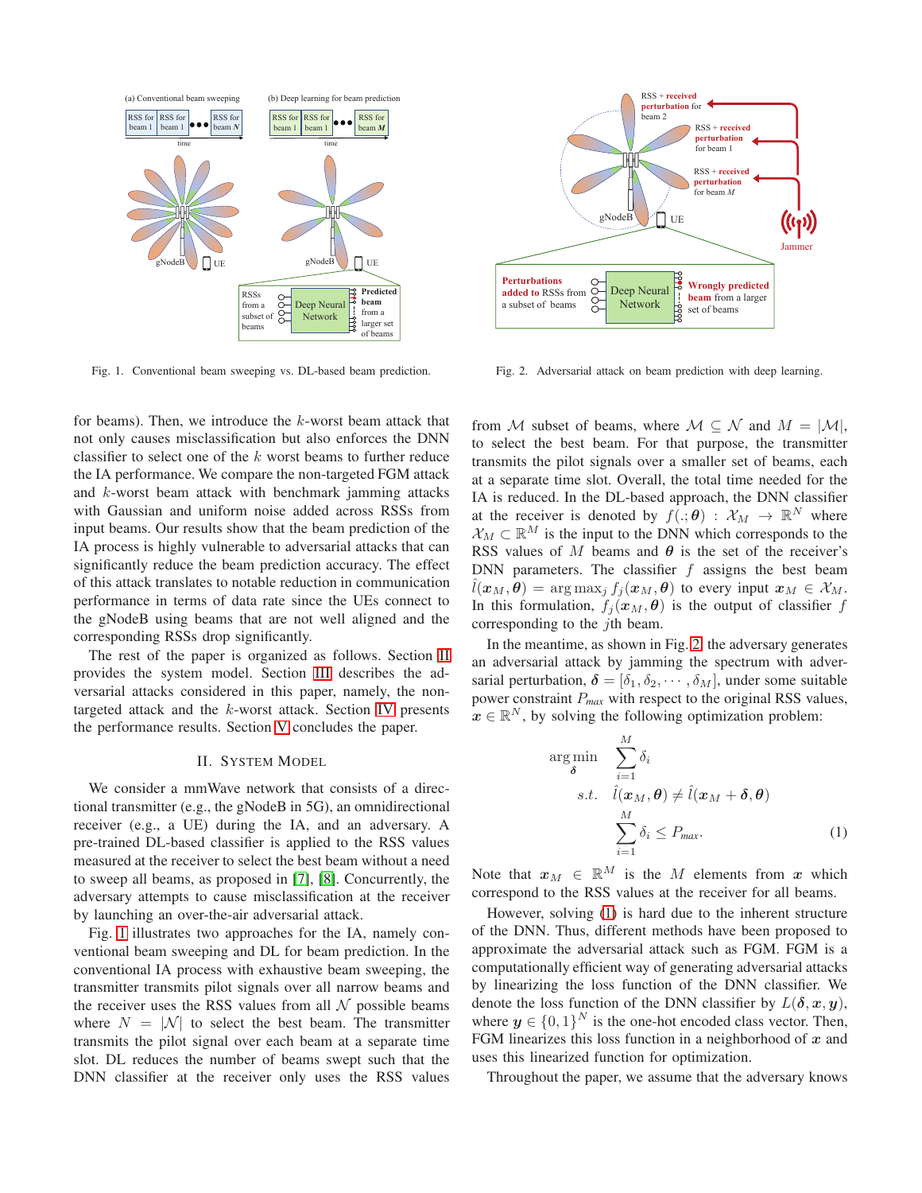Fig. 1. Conventional beam sweeping vs. DL-based beam prediction.

Fig. 2. Adversarial attack on beam prediction with deep learning.

for beams). Then, we introduce the $k$-worst beam attack that not only causes misclassification but also enforces the DNN classifier to select one of the $k$ worst beams to further reduce the IA performance. We compare the non-targeted FGM attack and $k$-worst beam attack with benchmark jamming attacks with Gaussian and uniform noise added across RSSs from input beams. Our results show that the beam prediction of the IA process is highly vulnerable to adversarial attacks that can significantly reduce the beam prediction accuracy. The effect of this attack translates to notable reduction in communication performance in terms of data rate since the UEs connect to the gNodeB using beams that are not well aligned and the corresponding RSSs drop significantly.

The rest of the paper is organized as follows. Section II provides the system model. Section III describes the adversarial attacks considered in this paper, namely, the non-targeted attack and the $k$-worst attack. Section IV presents the performance results. Section V concludes the paper.

## II. System Model

We consider a mmWave network that consists of a directional transmitter (e.g., the gNodeB in 5G), an omnidirectional receiver (e.g., a UE) during the IA, and an adversary. A pre-trained DL-based classifier is applied to the RSS values measured at the receiver to select the best beam without a need to sweep all beams, as proposed in [7], [8]. Concurrently, the adversary attempts to cause misclassification at the receiver by launching an over-the-air adversarial attack.

Fig. 1 illustrates two approaches for the IA, namely conventional beam sweeping and DL for beam prediction. In the conventional IA process with exhaustive beam sweeping, the transmitter transmits pilot signals over all narrow beams and the receiver uses the RSS values from all $\mathcal{N}$ possible beams where $N = |\mathcal{N}|$ to select the best beam. The transmitter transmits the pilot signal over each beam at a separate time slot. DL reduces the number of beams swept such that the DNN classifier at the receiver only uses the RSS values from $\mathcal{M}$ subset of beams, where $\mathcal{M} \subseteq \mathcal{N}$ and $M = |\mathcal{M}|$, to select the best beam. For that purpose, the transmitter transmits the pilot signals over a smaller set of beams, each at a separate time slot. Overall, the total time needed for the IA is reduced. In the DL-based approach, the DNN classifier at the receiver is denoted by $f(.;\boldsymbol{\theta}) : \mathcal{X}_M \rightarrow \mathbb{R}^N$ where $\mathcal{X}_M \subset \mathbb{R}^M$ is the input to the DNN which corresponds to the RSS values of $M$ beams and $\boldsymbol{\theta}$ is the set of the receiver's DNN parameters. The classifier $f$ assigns the best beam $\hat{l}(\boldsymbol{x}_M, \boldsymbol{\theta}) = \arg\max_j f_j(\boldsymbol{x}_M, \boldsymbol{\theta})$ to every input $\boldsymbol{x}_M \in \mathcal{X}_M$. In this formulation, $f_j(\boldsymbol{x}_M, \boldsymbol{\theta})$ is the output of classifier $f$ corresponding to the $j$th beam.

In the meantime, as shown in Fig. 2, the adversary generates an adversarial attack by jamming the spectrum with adversarial perturbation, $\boldsymbol{\delta} = [\delta_1, \delta_2, \cdots, \delta_M]$, under some suitable power constraint $P_{max}$ with respect to the original RSS values, $\boldsymbol{x} \in \mathbb{R}^N$, by solving the following optimization problem:

$$
\begin{aligned}
\arg\min_{\boldsymbol{\delta}} \quad & \sum_{i=1}^{M} \delta_i \\
s.t. \quad & \hat{l}(\boldsymbol{x}_M, \boldsymbol{\theta}) \neq \hat{l}(\boldsymbol{x}_M + \boldsymbol{\delta}, \boldsymbol{\theta}) \\
& \sum_{i=1}^{M} \delta_i \leq P_{max}.
\end{aligned} \tag{1}
$$

Note that $\boldsymbol{x}_M \in \mathbb{R}^M$ is the $M$ elements from $\boldsymbol{x}$ which correspond to the RSS values at the receiver for all beams.

However, solving (1) is hard due to the inherent structure of the DNN. Thus, different methods have been proposed to approximate the adversarial attack such as FGM. FGM is a computationally efficient way of generating adversarial attacks by linearizing the loss function of the DNN classifier. We denote the loss function of the DNN classifier by $L(\boldsymbol{\delta}, \boldsymbol{x}, \boldsymbol{y})$, where $\boldsymbol{y} \in \{0, 1\}^N$ is the one-hot encoded class vector. Then, FGM linearizes this loss function in a neighborhood of $\boldsymbol{x}$ and uses this linearized function for optimization.

Throughout the paper, we assume that the adversary knows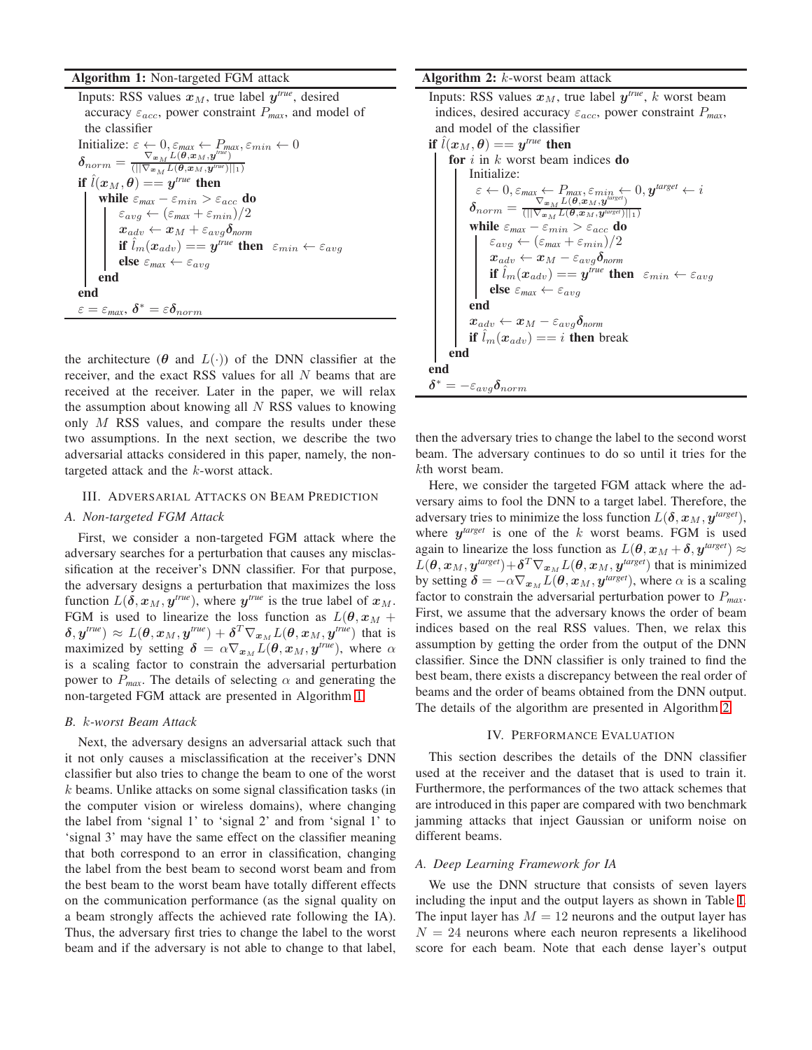**Algorithm 1:** Non-targeted FGM attack

Inputs: RSS values $\boldsymbol{x}_M$, true label $\boldsymbol{y}^{true}$, desired accuracy $\varepsilon_{acc}$, power constraint $P_{max}$, and model of the classifier

Initialize: $\varepsilon \leftarrow 0, \varepsilon_{max} \leftarrow P_{max}, \varepsilon_{min} \leftarrow 0$

$\boldsymbol{\delta}_{norm} = \frac{\nabla_{\boldsymbol{x}_M} L(\boldsymbol{\theta}, \boldsymbol{x}_M, \boldsymbol{y}^{true})}{(||\nabla_{\boldsymbol{x}_M} L(\boldsymbol{\theta}, \boldsymbol{x}_M, \boldsymbol{y}^{true})||_1)}$

**if** $\hat{l}(\boldsymbol{x}_M, \boldsymbol{\theta}) == \boldsymbol{y}^{true}$ **then**
- **while** $\varepsilon_{max} - \varepsilon_{min} > \varepsilon_{acc}$ **do**
  - $\varepsilon_{avg} \leftarrow (\varepsilon_{max} + \varepsilon_{min})/2$
  - $\boldsymbol{x}_{adv} \leftarrow \boldsymbol{x}_M + \varepsilon_{avg}\boldsymbol{\delta}_{norm}$
  - **if** $\hat{l}_m(\boldsymbol{x}_{adv}) == \boldsymbol{y}^{true}$ **then** $\varepsilon_{min} \leftarrow \varepsilon_{avg}$
  - **else** $\varepsilon_{max} \leftarrow \varepsilon_{avg}$
- **end**

**end**

$\varepsilon = \varepsilon_{max}$, $\boldsymbol{\delta}^* = \varepsilon\boldsymbol{\delta}_{norm}$

the architecture ($\boldsymbol{\theta}$ and $L(\cdot)$) of the DNN classifier at the receiver, and the exact RSS values for all $N$ beams that are received at the receiver. Later in the paper, we will relax the assumption about knowing all $N$ RSS values to knowing only $M$ RSS values, and compare the results under these two assumptions. In the next section, we describe the two adversarial attacks considered in this paper, namely, the non-targeted attack and the $k$-worst attack.

## III. Adversarial Attacks on Beam Prediction

### A. Non-targeted FGM Attack

First, we consider a non-targeted FGM attack where the adversary searches for a perturbation that causes any misclassification at the receiver's DNN classifier. For that purpose, the adversary designs a perturbation that maximizes the loss function $L(\boldsymbol{\delta}, \boldsymbol{x}_M, \boldsymbol{y}^{true})$, where $\boldsymbol{y}^{true}$ is the true label of $\boldsymbol{x}_M$. FGM is used to linearize the loss function as $L(\boldsymbol{\theta}, \boldsymbol{x}_M + \boldsymbol{\delta}, \boldsymbol{y}^{true}) \approx L(\boldsymbol{\theta}, \boldsymbol{x}_M, \boldsymbol{y}^{true}) + \boldsymbol{\delta}^T \nabla_{\boldsymbol{x}_M} L(\boldsymbol{\theta}, \boldsymbol{x}_M, \boldsymbol{y}^{true})$ that is maximized by setting $\boldsymbol{\delta} = \alpha \nabla_{\boldsymbol{x}_M} L(\boldsymbol{\theta}, \boldsymbol{x}_M, \boldsymbol{y}^{true})$, where $\alpha$ is a scaling factor to constrain the adversarial perturbation power to $P_{max}$. The details of selecting $\alpha$ and generating the non-targeted FGM attack are presented in Algorithm 1.

### B. $k$-worst Beam Attack

Next, the adversary designs an adversarial attack such that it not only causes a misclassification at the receiver's DNN classifier but also tries to change the beam to one of the worst $k$ beams. Unlike attacks on some signal classification tasks (in the computer vision or wireless domains), where changing the label from 'signal 1' to 'signal 2' and from 'signal 1' to 'signal 3' may have the same effect on the classifier meaning that both correspond to an error in classification, changing the label from the best beam to second worst beam and from the best beam to the worst beam have totally different effects on the communication performance (as the signal quality on a beam strongly affects the achieved rate following the IA). Thus, the adversary first tries to change the label to the worst beam and if the adversary is not able to change to that label, then the adversary tries to change the label to the second worst beam. The adversary continues to do so until it tries for the $k$th worst beam.

**Algorithm 2:** $k$-worst beam attack

Inputs: RSS values $\boldsymbol{x}_M$, true label $\boldsymbol{y}^{true}$, $k$ worst beam indices, desired accuracy $\varepsilon_{acc}$, power constraint $P_{max}$, and model of the classifier

**if** $\hat{l}(\boldsymbol{x}_M, \boldsymbol{\theta}) == \boldsymbol{y}^{true}$ **then**
- **for** $i$ in $k$ worst beam indices **do**
  - Initialize:
  - $\varepsilon \leftarrow 0, \varepsilon_{max} \leftarrow P_{max}, \varepsilon_{min} \leftarrow 0, \boldsymbol{y}^{target} \leftarrow i$
  - $\boldsymbol{\delta}_{norm} = \frac{\nabla_{\boldsymbol{x}_M} L(\boldsymbol{\theta}, \boldsymbol{x}_M, \boldsymbol{y}^{target})}{(||\nabla_{\boldsymbol{x}_M} L(\boldsymbol{\theta}, \boldsymbol{x}_M, \boldsymbol{y}^{target})||_1)}$
  - **while** $\varepsilon_{max} - \varepsilon_{min} > \varepsilon_{acc}$ **do**
    - $\varepsilon_{avg} \leftarrow (\varepsilon_{max} + \varepsilon_{min})/2$
    - $\boldsymbol{x}_{adv} \leftarrow \boldsymbol{x}_M - \varepsilon_{avg}\boldsymbol{\delta}_{norm}$
    - **if** $\hat{l}_m(\boldsymbol{x}_{adv}) == \boldsymbol{y}^{true}$ **then** $\varepsilon_{min} \leftarrow \varepsilon_{avg}$
    - **else** $\varepsilon_{max} \leftarrow \varepsilon_{avg}$
  - **end**
  - $\boldsymbol{x}_{adv} \leftarrow \boldsymbol{x}_M - \varepsilon_{avg}\boldsymbol{\delta}_{norm}$
  - **if** $\hat{l}_m(\boldsymbol{x}_{adv}) == i$ **then** break
- **end**

**end**

$\boldsymbol{\delta}^* = -\varepsilon_{avg}\boldsymbol{\delta}_{norm}$

Here, we consider the targeted FGM attack where the adversary aims to fool the DNN to a target label. Therefore, the adversary tries to minimize the loss function $L(\boldsymbol{\delta}, \boldsymbol{x}_M, \boldsymbol{y}^{target})$, where $\boldsymbol{y}^{target}$ is one of the $k$ worst beams. FGM is used again to linearize the loss function as $L(\boldsymbol{\theta}, \boldsymbol{x}_M + \boldsymbol{\delta}, \boldsymbol{y}^{target}) \approx L(\boldsymbol{\theta}, \boldsymbol{x}_M, \boldsymbol{y}^{target}) + \boldsymbol{\delta}^T \nabla_{\boldsymbol{x}_M} L(\boldsymbol{\theta}, \boldsymbol{x}_M, \boldsymbol{y}^{target})$ that is minimized by setting $\boldsymbol{\delta} = -\alpha \nabla_{\boldsymbol{x}_M} L(\boldsymbol{\theta}, \boldsymbol{x}_M, \boldsymbol{y}^{target})$, where $\alpha$ is a scaling factor to constrain the adversarial perturbation power to $P_{max}$. First, we assume that the adversary knows the order of beam indices based on the real RSS values. Then, we relax this assumption by getting the order from the output of the DNN classifier. Since the DNN classifier is only trained to find the best beam, there exists a discrepancy between the real order of beams and the order of beams obtained from the DNN output. The details of the algorithm are presented in Algorithm 2.

## IV. Performance Evaluation

This section describes the details of the DNN classifier used at the receiver and the dataset that is used to train it. Furthermore, the performances of the two attack schemes that are introduced in this paper are compared with two benchmark jamming attacks that inject Gaussian or uniform noise on different beams.

### A. Deep Learning Framework for IA

We use the DNN structure that consists of seven layers including the input and the output layers as shown in Table I. The input layer has $M = 12$ neurons and the output layer has $N = 24$ neurons where each neuron represents a likelihood score for each beam. Note that each dense layer's output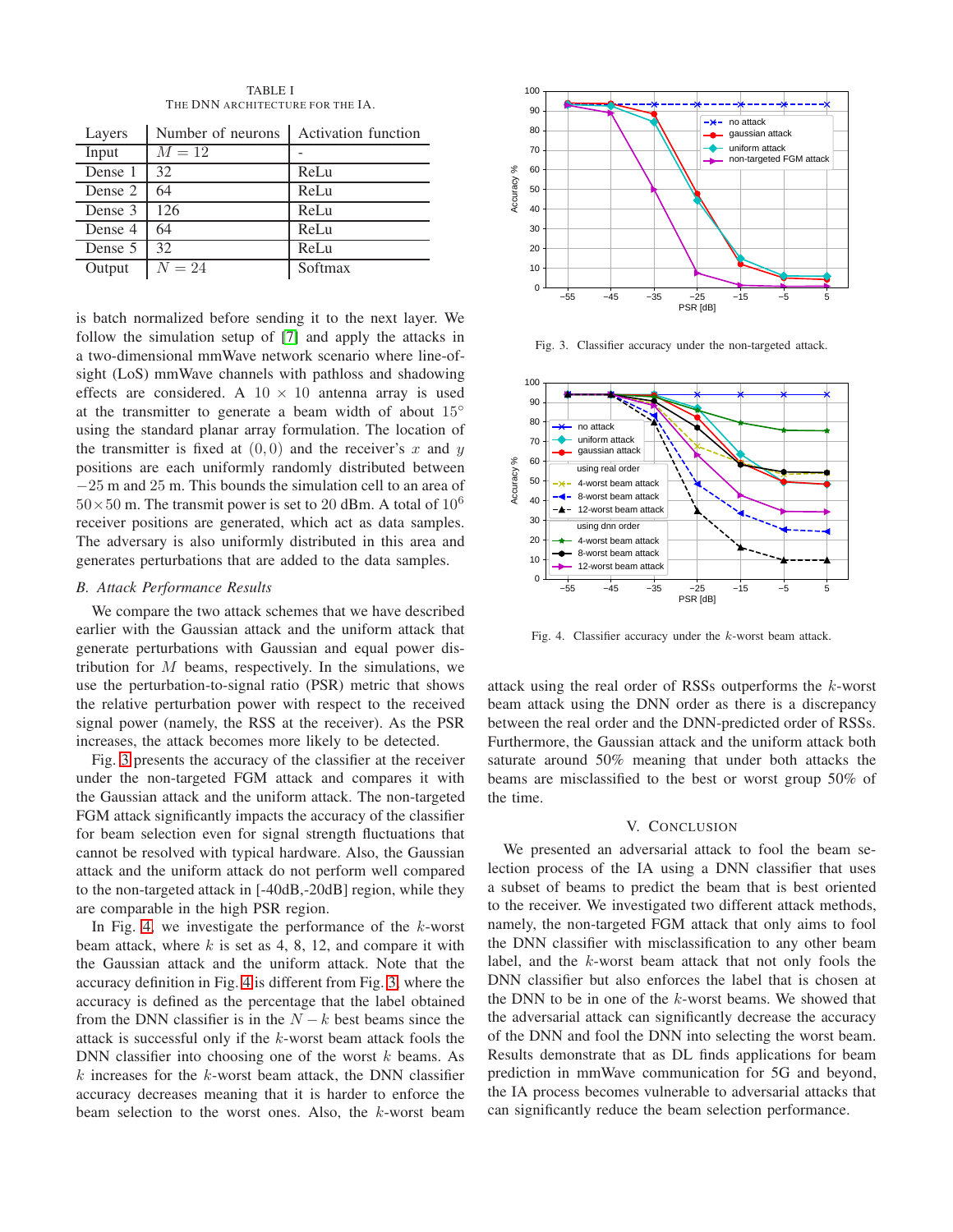TABLE I
THE DNN ARCHITECTURE FOR THE IA.

| Layers | Number of neurons | Activation function |
|---|---|---|
| Input | $M = 12$ | - |
| Dense 1 | 32 | ReLu |
| Dense 2 | 64 | ReLu |
| Dense 3 | 126 | ReLu |
| Dense 4 | 64 | ReLu |
| Dense 5 | 32 | ReLu |
| Output | $N = 24$ | Softmax |

is batch normalized before sending it to the next layer. We follow the simulation setup of [7] and apply the attacks in a two-dimensional mmWave network scenario where line-of-sight (LoS) mmWave channels with pathloss and shadowing effects are considered. A $10 \times 10$ antenna array is used at the transmitter to generate a beam width of about $15^\circ$ using the standard planar array formulation. The location of the transmitter is fixed at $(0, 0)$ and the receiver's $x$ and $y$ positions are each uniformly randomly distributed between $-25$ m and 25 m. This bounds the simulation cell to an area of $50 \times 50$ m. The transmit power is set to 20 dBm. A total of $10^6$ receiver positions are generated, which act as data samples. The adversary is also uniformly distributed in this area and generates perturbations that are added to the data samples.

### B. Attack Performance Results

We compare the two attack schemes that we have described earlier with the Gaussian attack and the uniform attack that generate perturbations with Gaussian and equal power distribution for $M$ beams, respectively. In the simulations, we use the perturbation-to-signal ratio (PSR) metric that shows the relative perturbation power with respect to the received signal power (namely, the RSS at the receiver). As the PSR increases, the attack becomes more likely to be detected.

Fig. 3 presents the accuracy of the classifier at the receiver under the non-targeted FGM attack and compares it with the Gaussian attack and the uniform attack. The non-targeted FGM attack significantly impacts the accuracy of the classifier for beam selection even for signal strength fluctuations that cannot be resolved with typical hardware. Also, the Gaussian attack and the uniform attack do not perform well compared to the non-targeted attack in [-40dB,-20dB] region, while they are comparable in the high PSR region.

In Fig. 4, we investigate the performance of the $k$-worst beam attack, where $k$ is set as 4, 8, 12, and compare it with the Gaussian attack and the uniform attack. Note that the accuracy definition in Fig. 4 is different from Fig. 3, where the accuracy is defined as the percentage that the label obtained from the DNN classifier is in the $N-k$ best beams since the attack is successful only if the $k$-worst beam attack fools the DNN classifier into choosing one of the worst $k$ beams. As $k$ increases for the $k$-worst beam attack, the DNN classifier accuracy decreases meaning that it is harder to enforce the beam selection to the worst ones. Also, the $k$-worst beam attack using the real order of RSSs outperforms the $k$-worst beam attack using the DNN order as there is a discrepancy between the real order and the DNN-predicted order of RSSs. Furthermore, the Gaussian attack and the uniform attack both saturate around 50% meaning that under both attacks the beams are misclassified to the best or worst group 50% of the time.

Fig. 3. Classifier accuracy under the non-targeted attack.

Fig. 4. Classifier accuracy under the $k$-worst beam attack.

## V. CONCLUSION

We presented an adversarial attack to fool the beam selection process of the IA using a DNN classifier that uses a subset of beams to predict the beam that is best oriented to the receiver. We investigated two different attack methods, namely, the non-targeted FGM attack that only aims to fool the DNN classifier with misclassification to any other beam label, and the $k$-worst beam attack that not only fools the DNN classifier but also enforces the label that is chosen at the DNN to be in one of the $k$-worst beams. We showed that the adversarial attack can significantly decrease the accuracy of the DNN and fool the DNN into selecting the worst beam. Results demonstrate that as DL finds applications for beam prediction in mmWave communication for 5G and beyond, the IA process becomes vulnerable to adversarial attacks that can significantly reduce the beam selection performance.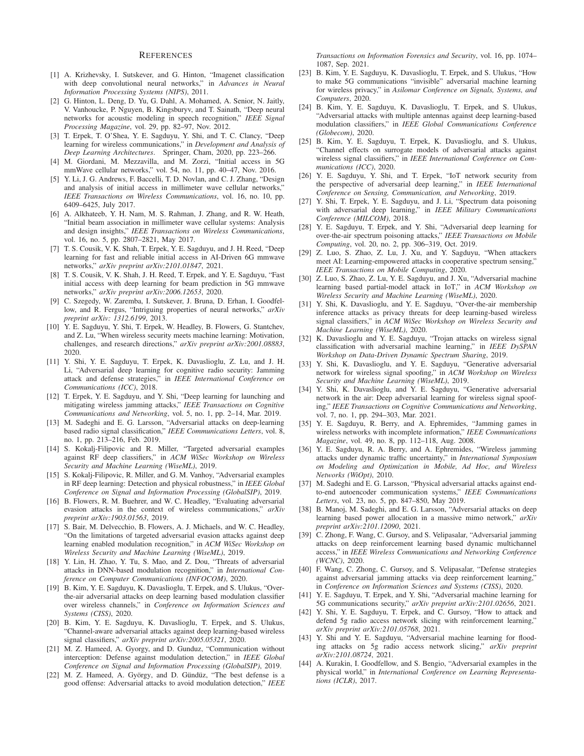## References

[1] A. Krizhevsky, I. Sutskever, and G. Hinton, "Imagenet classification with deep convolutional neural networks," in *Advances in Neural Information Processing Systems (NIPS)*, 2011.

[2] G. Hinton, L. Deng, D. Yu, G. Dahl, A. Mohamed, A. Senior, N. Jaitly, V. Vanhoucke, P. Nguyen, B. Kingsburyv, and T. Sainath, "Deep neural networks for acoustic modeling in speech recognition," *IEEE Signal Processing Magazine*, vol. 29, pp. 82–97, Nov. 2012.

[3] T. Erpek, T. O'Shea, Y. E. Sagduyu, Y. Shi, and T. C. Clancy, "Deep learning for wireless communications," in *Development and Analysis of Deep Learning Architectures*. Springer, Cham, 2020, pp. 223–266.

[4] M. Giordani, M. Mezzavilla, and M. Zorzi, "Initial access in 5G mmWave cellular networks," vol. 54, no. 11, pp. 40–47, Nov. 2016.

[5] Y. Li, J. G. Andrews, F. Baccelli, T. D. Novlan, and C. J. Zhang, "Design and analysis of initial access in millimeter wave cellular networks," *IEEE Transactions on Wireless Communications*, vol. 16, no. 10, pp. 6409–6425, July 2017.

[6] A. Alkhateeb, Y. H. Nam, M. S. Rahman, J. Zhang, and R. W. Heath, "Initial beam association in millimeter wave cellular systems: Analysis and design insights," *IEEE Transactions on Wireless Communications*, vol. 16, no. 5, pp. 2807–2821, May 2017.

[7] T. S. Cousik, V. K. Shah, T. Erpek, Y. E. Sagduyu, and J. H. Reed, "Deep learning for fast and reliable initial access in AI-Driven 6G mmwave networks," *arXiv preprint arXiv:2101.01847*, 2021.

[8] T. S. Cousik, V. K. Shah, J. H. Reed, T. Erpek, and Y. E. Sagduyu, "Fast initial access with deep learning for beam prediction in 5G mmwave networks," *arXiv preprint arXiv:2006.12653*, 2020.

[9] C. Szegedy, W. Zaremba, I. Sutskever, J. Bruna, D. Erhan, I. Goodfellow, and R. Fergus, "Intriguing properties of neural networks," *arXiv preprint arXiv: 1312.6199*, 2013.

[10] Y. E. Sagduyu, Y. Shi, T. Erpek, W. Headley, B. Flowers, G. Stantchev, and Z. Lu, "When wireless security meets machine learning: Motivation, challenges, and research directions," *arXiv preprint arXiv:2001.08883*, 2020.

[11] Y. Shi, Y. E. Sagduyu, T. Erpek, K. Davaslioglu, Z. Lu, and J. H. Li, "Adversarial deep learning for cognitive radio security: Jamming attack and defense strategies," in *IEEE International Conference on Communications (ICC)*, 2018.

[12] T. Erpek, Y. E. Sagduyu, and Y. Shi, "Deep learning for launching and mitigating wireless jamming attacks," *IEEE Transactions on Cognitive Communications and Networking*, vol. 5, no. 1, pp. 2–14, Mar. 2019.

[13] M. Sadeghi and E. G. Larsson, "Adversarial attacks on deep-learning based radio signal classification," *IEEE Communications Letters*, vol. 8, no. 1, pp. 213–216, Feb. 2019.

[14] S. Kokalj-Filipovic and R. Miller, "Targeted adversarial examples against RF deep classifiers," in *ACM WiSec Workshop on Wireless Security and Machine Learning (WiseML)*, 2019.

[15] S. Kokalj-Filipovic, R. Miller, and G. M. Vanhoy, "Adversarial examples in RF deep learning: Detection and physical robustness," in *IEEE Global Conference on Signal and Information Processing (GlobalSIP)*, 2019.

[16] B. Flowers, R. M. Buehrer, and W. C. Headley, "Evaluating adversarial evasion attacks in the context of wireless communications," *arXiv preprint arXiv:1903.01563*, 2019.

[17] S. Bair, M. Delvecchio, B. Flowers, A. J. Michaels, and W. C. Headley, "On the limitations of targeted adversarial evasion attacks against deep learning enabled modulation recognition," in *ACM WiSec Workshop on Wireless Security and Machine Learning (WiseML)*, 2019.

[18] Y. Lin, H. Zhao, Y. Tu, S. Mao, and Z. Dou, "Threats of adversarial attacks in DNN-based modulation recognition," in *International Conference on Computer Communications (INFOCOM)*, 2020.

[19] B. Kim, Y. E. Sagduyu, K. Davaslioglu, T. Erpek, and S. Ulukus, "Over-the-air adversarial attacks on deep learning based modulation classifier over wireless channels," in *Conference on Information Sciences and Systems (CISS)*, 2020.

[20] B. Kim, Y. E. Sagduyu, K. Davaslioglu, T. Erpek, and S. Ulukus, "Channel-aware adversarial attacks against deep learning-based wireless signal classifiers," *arXiv preprint arXiv:2005.05321*, 2020.

[21] M. Z. Hameed, A. Gyorgy, and D. Gunduz, "Communication without interception: Defense against modulation detection," in *IEEE Global Conference on Signal and Information Processing (GlobalSIP)*, 2019.

[22] M. Z. Hameed, A. György, and D. Gündüz, "The best defense is a good offense: Adversarial attacks to avoid modulation detection," *IEEE Transactions on Information Forensics and Security*, vol. 16, pp. 1074–1087, Sep. 2021.

[23] B. Kim, Y. E. Sagduyu, K. Davaslioglu, T. Erpek, and S. Ulukus, "How to make 5G communications "invisible" adversarial machine learning for wireless privacy," in *Asilomar Conference on Signals, Systems, and Computers*, 2020.

[24] B. Kim, Y. E. Sagduyu, K. Davaslioglu, T. Erpek, and S. Ulukus, "Adversarial attacks with multiple antennas against deep learning-based modulation classifiers," in *IEEE Global Communications Conference (Globecom)*, 2020.

[25] B. Kim, Y. E. Sagduyu, T. Erpek, K. Davaslioglu, and S. Ulukus, "Channel effects on surrogate models of adversarial attacks against wireless signal classifiers," in *IEEE International Conference on Communications (ICC)*, 2020.

[26] Y. E. Sagduyu, Y. Shi, and T. Erpek, "IoT network security from the perspective of adversarial deep learning," in *IEEE International Conference on Sensing, Communication, and Networking*, 2019.

[27] Y. Shi, T. Erpek, Y. E. Sagduyu, and J. Li, "Spectrum data poisoning with adversarial deep learning," in *IEEE Military Communications Conference (MILCOM)*, 2018.

[28] Y. E. Sagduyu, T. Erpek, and Y. Shi, "Adversarial deep learning for over-the-air spectrum poisoning attacks," *IEEE Transactions on Mobile Computing*, vol. 20, no. 2, pp. 306–319, Oct. 2019.

[29] Z. Luo, S. Zhao, Z. Lu, J. Xu, and Y. Sagduyu, "When attackers meet AI: Learning-empowered attacks in cooperative spectrum sensing," *IEEE Transactions on Mobile Computing*, 2020.

[30] Z. Luo, S. Zhao, Z. Lu, Y. E. Sagduyu, and J. Xu, "Adversarial machine learning based partial-model attack in IoT," in *ACM Workshop on Wireless Security and Machine Learning (WiseML)*, 2020.

[31] Y. Shi, K. Davaslioglu, and Y. E. Sagduyu, "Over-the-air membership inference attacks as privacy threats for deep learning-based wireless signal classifiers," in *ACM WiSec Workshop on Wireless Security and Machine Learning (WiseML)*, 2020.

[32] K. Davaslioglu and Y. E. Sagduyu, "Trojan attacks on wireless signal classification with adversarial machine learning," in *IEEE DySPAN Workshop on Data-Driven Dynamic Spectrum Sharing*, 2019.

[33] Y. Shi, K. Davaslioglu, and Y. E. Sagduyu, "Generative adversarial network for wireless signal spoofing," in *ACM Workshop on Wireless Security and Machine Learning (WiseML)*, 2019.

[34] Y. Shi, K. Davaslioglu, and Y. E. Sagduyu, "Generative adversarial network in the air: Deep adversarial learning for wireless signal spoofing," *IEEE Transactions on Cognitive Communications and Networking*, vol. 7, no. 1, pp. 294–303, Mar. 2021.

[35] Y. E. Sagduyu, R. Berry, and A. Ephremides, "Jamming games in wireless networks with incomplete information," *IEEE Communications Magazine*, vol. 49, no. 8, pp. 112–118, Aug. 2008.

[36] Y. E. Sagduyu, R. A. Berry, and A. Ephremides, "Wireless jamming attacks under dynamic traffic uncertainty," in *International Symposium on Modeling and Optimization in Mobile, Ad Hoc, and Wireless Networks (WiOpt)*, 2010.

[37] M. Sadeghi and E. G. Larsson, "Physical adversarial attacks against end-to-end autoencoder communication systems," *IEEE Communications Letters*, vol. 23, no. 5, pp. 847–850, May 2019.

[38] B. Manoj, M. Sadeghi, and E. G. Larsson, "Adversarial attacks on deep learning based power allocation in a massive mimo network," *arXiv preprint arXiv:2101.12090*, 2021.

[39] C. Zhong, F. Wang, C. Gursoy, and S. Velipasalar, "Adversarial jamming attacks on deep reinforcement learning based dynamic multichannel access," in *IEEE Wireless Communications and Networking Conference (WCNC)*, 2020.

[40] F. Wang, C. Zhong, C. Gursoy, and S. Velipasalar, "Defense strategies against adversarial jamming attacks via deep reinforcement learning," in *Conference on Information Sciences and Systems (CISS)*, 2020.

[41] Y. E. Sagduyu, T. Erpek, and Y. Shi, "Adversarial machine learning for 5G communications security," *arXiv preprint arXiv:2101.02656*, 2021.

[42] Y. Shi, Y. E. Sagduyu, T. Erpek, and C. Gursoy, "How to attack and defend 5g radio access network slicing with reinforcement learning," *arXiv preprint arXiv:2101.05768*, 2021.

[43] Y. Shi and Y. E. Sagduyu, "Adversarial machine learning for flooding attacks on 5g radio access network slicing," *arXiv preprint arXiv:2101.08724*, 2021.

[44] A. Kurakin, I. Goodfellow, and S. Bengio, "Adversarial examples in the physical world," in *International Conference on Learning Representations (ICLR)*, 2017.